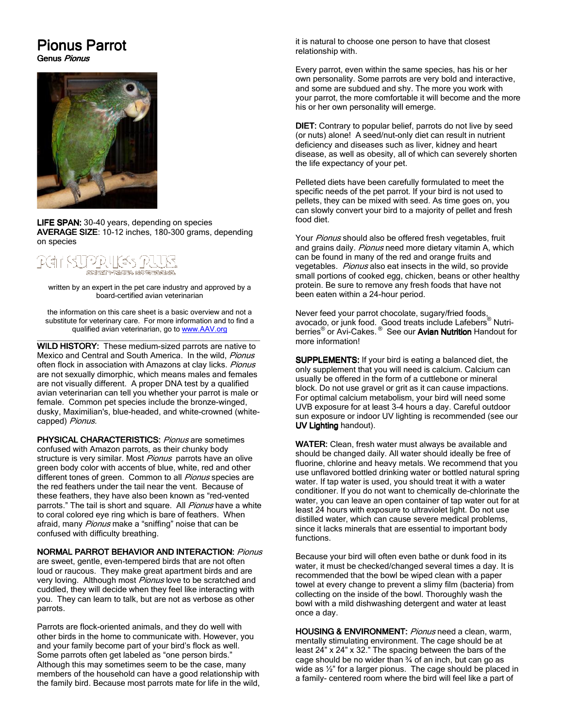# Pionus Parrot

**Genus *Pionus***

**LIFE SPAN:** 30-40 years, depending on species
**AVERAGE SIZE**: 10-12 inches, 180-300 grams, depending on species

written by an expert in the pet care industry and approved by a board-certified avian veterinarian

the information on this care sheet is a basic overview and not a substitute for veterinary care. For more information and to find a qualified avian veterinarian, go to www.AAV.org

**WILD HISTORY:** These medium-sized parrots are native to Mexico and Central and South America. In the wild, *Pionus* often flock in association with Amazons at clay licks. *Pionus* are not sexually dimorphic, which means males and females are not visually different. A proper DNA test by a qualified avian veterinarian can tell you whether your parrot is male or female. Common pet species include the bronze-winged, dusky, Maximilian's, blue-headed, and white-crowned (white-capped) *Pionus.*

**PHYSICAL CHARACTERISTICS:** *Pionus* are sometimes confused with Amazon parrots, as their chunky body structure is very similar. Most *Pionus* parrots have an olive green body color with accents of blue, white, red and other different tones of green. Common to all *Pionus* species are the red feathers under the tail near the vent. Because of these feathers, they have also been known as "red-vented parrots." The tail is short and square. All *Pionus* have a white to coral colored eye ring which is bare of feathers. When afraid, many *Pionus* make a "sniffing" noise that can be confused with difficulty breathing.

**NORMAL PARROT BEHAVIOR AND INTERACTION:** *Pionus* are sweet, gentle, even-tempered birds that are not often loud or raucous. They make great apartment birds and are very loving. Although most *Pionus* love to be scratched and cuddled, they will decide when they feel like interacting with you. They can learn to talk, but are not as verbose as other parrots.

Parrots are flock-oriented animals, and they do well with other birds in the home to communicate with. However, you and your family become part of your bird's flock as well. Some parrots often get labeled as "one person birds." Although this may sometimes seem to be the case, many members of the household can have a good relationship with the family bird. Because most parrots mate for life in the wild, it is natural to choose one person to have that closest relationship with.

Every parrot, even within the same species, has his or her own personality. Some parrots are very bold and interactive, and some are subdued and shy. The more you work with your parrot, the more comfortable it will become and the more his or her own personality will emerge.

**DIET:** Contrary to popular belief, parrots do not live by seed (or nuts) alone! A seed/nut-only diet can result in nutrient deficiency and diseases such as liver, kidney and heart disease, as well as obesity, all of which can severely shorten the life expectancy of your pet.

Pelleted diets have been carefully formulated to meet the specific needs of the pet parrot. If your bird is not used to pellets, they can be mixed with seed. As time goes on, you can slowly convert your bird to a majority of pellet and fresh food diet.

Your *Pionus* should also be offered fresh vegetables, fruit and grains daily. *Pionus* need more dietary vitamin A, which can be found in many of the red and orange fruits and vegetables. *Pionus* also eat insects in the wild, so provide small portions of cooked egg, chicken, beans or other healthy protein. Be sure to remove any fresh foods that have not been eaten within a 24-hour period.

Never feed your parrot chocolate, sugary/fried foods, avocado, or junk food. Good treats include Lafebers® Nutri-berries® or Avi-Cakes.® See our **Avian Nutrition** Handout for more information!

**SUPPLEMENTS:** If your bird is eating a balanced diet, the only supplement that you will need is calcium. Calcium can usually be offered in the form of a cuttlebone or mineral block. Do not use gravel or grit as it can cause impactions. For optimal calcium metabolism, your bird will need some UVB exposure for at least 3-4 hours a day. Careful outdoor sun exposure or indoor UV lighting is recommended (see our **UV Lighting** handout).

**WATER:** Clean, fresh water must always be available and should be changed daily. All water should ideally be free of fluorine, chlorine and heavy metals. We recommend that you use unflavored bottled drinking water or bottled natural spring water. If tap water is used, you should treat it with a water conditioner. If you do not want to chemically de-chlorinate the water, you can leave an open container of tap water out for at least 24 hours with exposure to ultraviolet light. Do not use distilled water, which can cause severe medical problems, since it lacks minerals that are essential to important body functions.

Because your bird will often even bathe or dunk food in its water, it must be checked/changed several times a day. It is recommended that the bowl be wiped clean with a paper towel at every change to prevent a slimy film (bacteria) from collecting on the inside of the bowl. Thoroughly wash the bowl with a mild dishwashing detergent and water at least once a day.

**HOUSING & ENVIRONMENT:** *Pionus* need a clean, warm, mentally stimulating environment. The cage should be at least 24" x 24" x 32." The spacing between the bars of the cage should be no wider than ¾ of an inch, but can go as wide as ½" for a larger pionus. The cage should be placed in a family- centered room where the bird will feel like a part of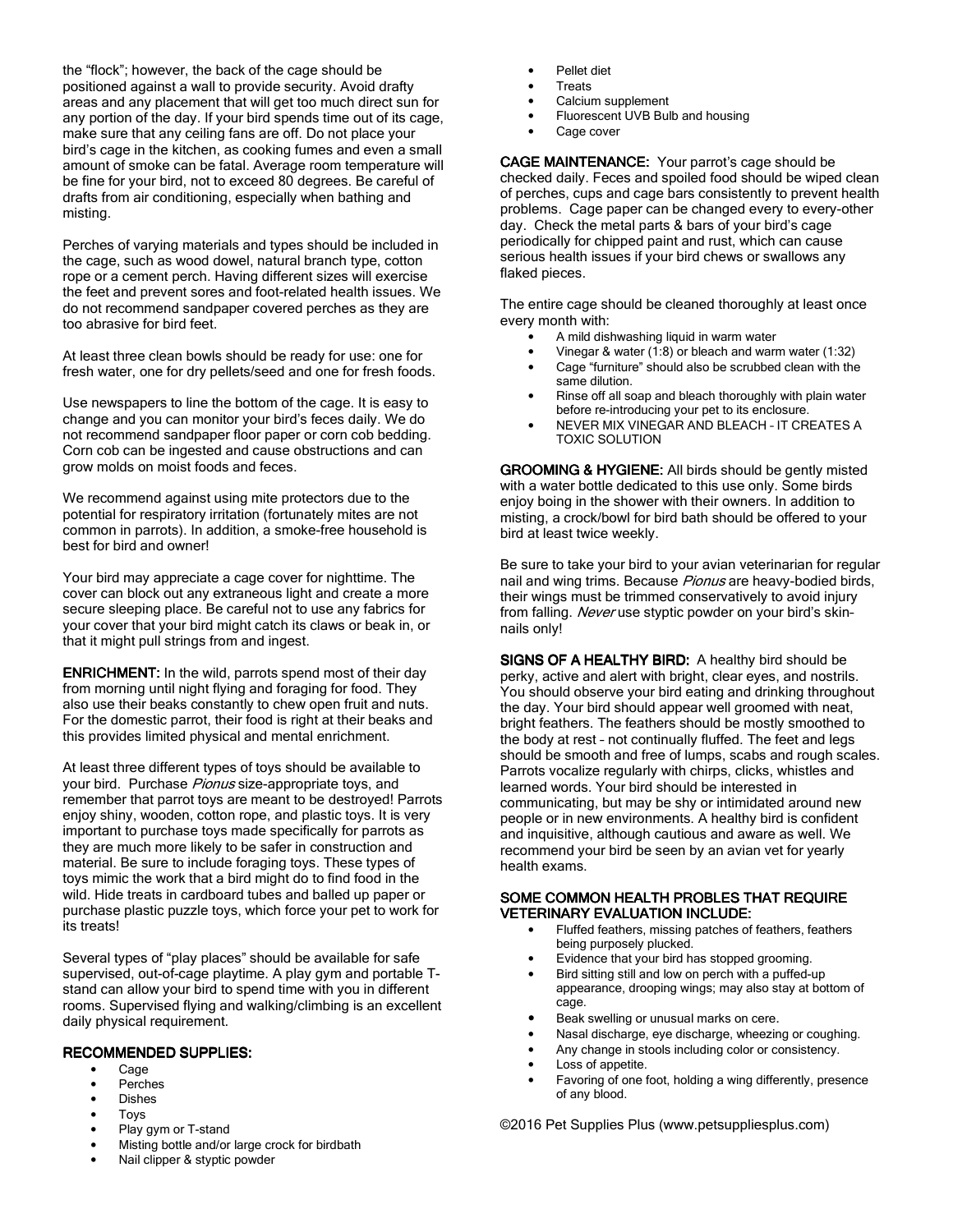the "flock"; however, the back of the cage should be positioned against a wall to provide security. Avoid drafty areas and any placement that will get too much direct sun for any portion of the day. If your bird spends time out of its cage, make sure that any ceiling fans are off. Do not place your bird's cage in the kitchen, as cooking fumes and even a small amount of smoke can be fatal. Average room temperature will be fine for your bird, not to exceed 80 degrees. Be careful of drafts from air conditioning, especially when bathing and misting.

Perches of varying materials and types should be included in the cage, such as wood dowel, natural branch type, cotton rope or a cement perch. Having different sizes will exercise the feet and prevent sores and foot-related health issues. We do not recommend sandpaper covered perches as they are too abrasive for bird feet.

At least three clean bowls should be ready for use: one for fresh water, one for dry pellets/seed and one for fresh foods.

Use newspapers to line the bottom of the cage. It is easy to change and you can monitor your bird's feces daily. We do not recommend sandpaper floor paper or corn cob bedding. Corn cob can be ingested and cause obstructions and can grow molds on moist foods and feces.

We recommend against using mite protectors due to the potential for respiratory irritation (fortunately mites are not common in parrots). In addition, a smoke-free household is best for bird and owner!

Your bird may appreciate a cage cover for nighttime. The cover can block out any extraneous light and create a more secure sleeping place. Be careful not to use any fabrics for your cover that your bird might catch its claws or beak in, or that it might pull strings from and ingest.

**ENRICHMENT:** In the wild, parrots spend most of their day from morning until night flying and foraging for food. They also use their beaks constantly to chew open fruit and nuts. For the domestic parrot, their food is right at their beaks and this provides limited physical and mental enrichment.

At least three different types of toys should be available to your bird. Purchase *Pionus* size-appropriate toys, and remember that parrot toys are meant to be destroyed! Parrots enjoy shiny, wooden, cotton rope, and plastic toys. It is very important to purchase toys made specifically for parrots as they are much more likely to be safer in construction and material. Be sure to include foraging toys. These types of toys mimic the work that a bird might do to find food in the wild. Hide treats in cardboard tubes and balled up paper or purchase plastic puzzle toys, which force your pet to work for its treats!

Several types of "play places" should be available for safe supervised, out-of-cage playtime. A play gym and portable T-stand can allow your bird to spend time with you in different rooms. Supervised flying and walking/climbing is an excellent daily physical requirement.

## RECOMMENDED SUPPLIES:

- Cage
- Perches
- Dishes
- Toys
- Play gym or T-stand
- Misting bottle and/or large crock for birdbath
- Nail clipper & styptic powder
- Pellet diet
- Treats
- Calcium supplement
- Fluorescent UVB Bulb and housing
- Cage cover

**CAGE MAINTENANCE:** Your parrot's cage should be checked daily. Feces and spoiled food should be wiped clean of perches, cups and cage bars consistently to prevent health problems. Cage paper can be changed every to every-other day. Check the metal parts & bars of your bird's cage periodically for chipped paint and rust, which can cause serious health issues if your bird chews or swallows any flaked pieces.

The entire cage should be cleaned thoroughly at least once every month with:

- A mild dishwashing liquid in warm water
- Vinegar & water (1:8) or bleach and warm water (1:32)
- Cage "furniture" should also be scrubbed clean with the same dilution.
- Rinse off all soap and bleach thoroughly with plain water before re-introducing your pet to its enclosure.
- NEVER MIX VINEGAR AND BLEACH – IT CREATES A TOXIC SOLUTION

**GROOMING & HYGIENE:** All birds should be gently misted with a water bottle dedicated to this use only. Some birds enjoy boing in the shower with their owners. In addition to misting, a crock/bowl for bird bath should be offered to your bird at least twice weekly.

Be sure to take your bird to your avian veterinarian for regular nail and wing trims. Because *Pionus* are heavy-bodied birds, their wings must be trimmed conservatively to avoid injury from falling. *Never* use styptic powder on your bird's skin-nails only!

**SIGNS OF A HEALTHY BIRD:** A healthy bird should be perky, active and alert with bright, clear eyes, and nostrils. You should observe your bird eating and drinking throughout the day. Your bird should appear well groomed with neat, bright feathers. The feathers should be mostly smoothed to the body at rest – not continually fluffed. The feet and legs should be smooth and free of lumps, scabs and rough scales. Parrots vocalize regularly with chirps, clicks, whistles and learned words. Your bird should be interested in communicating, but may be shy or intimidated around new people or in new environments. A healthy bird is confident and inquisitive, although cautious and aware as well. We recommend your bird be seen by an avian vet for yearly health exams.

## SOME COMMON HEALTH PROBLES THAT REQUIRE VETERINARY EVALUATION INCLUDE:

- Fluffed feathers, missing patches of feathers, feathers being purposely plucked.
- Evidence that your bird has stopped grooming.
- Bird sitting still and low on perch with a puffed-up appearance, drooping wings; may also stay at bottom of cage.
- Beak swelling or unusual marks on cere.
- Nasal discharge, eye discharge, wheezing or coughing.
- Any change in stools including color or consistency.
- Loss of appetite.
- Favoring of one foot, holding a wing differently, presence of any blood.

©2016 Pet Supplies Plus (www.petsuppliesplus.com)